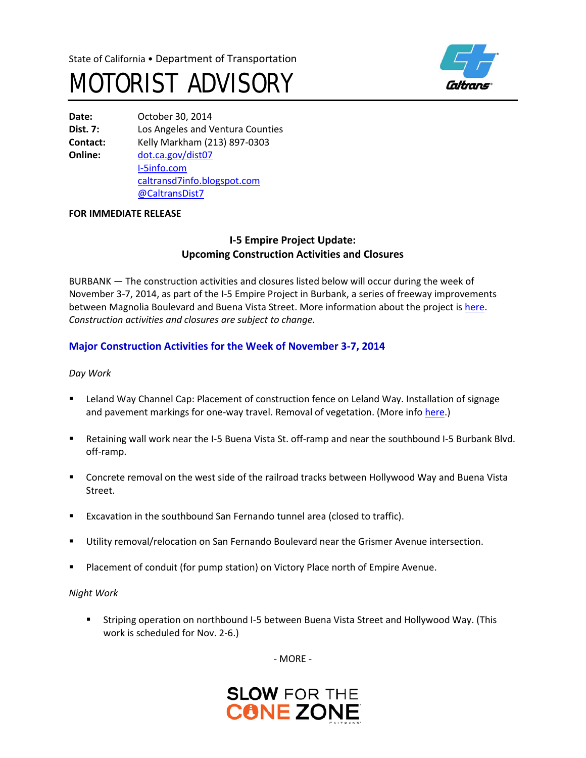State of California • Department of Transportation

# MOTORIST ADVISORY

**Date:** October 30, 2014
**Dist. 7:** Los Angeles and Ventura Counties
**Contact:** Kelly Markham (213) 897-0303
**Online:** dot.ca.gov/dist07
I-5info.com
caltransd7info.blogspot.com
@CaltransDist7

**FOR IMMEDIATE RELEASE**

## I-5 Empire Project Update: Upcoming Construction Activities and Closures

BURBANK — The construction activities and closures listed below will occur during the week of November 3-7, 2014, as part of the I-5 Empire Project in Burbank, a series of freeway improvements between Magnolia Boulevard and Buena Vista Street. More information about the project is here. *Construction activities and closures are subject to change.*

### Major Construction Activities for the Week of November 3-7, 2014

*Day Work*

- Leland Way Channel Cap: Placement of construction fence on Leland Way. Installation of signage and pavement markings for one-way travel. Removal of vegetation. (More info here.)
- Retaining wall work near the I-5 Buena Vista St. off-ramp and near the southbound I-5 Burbank Blvd. off-ramp.
- Concrete removal on the west side of the railroad tracks between Hollywood Way and Buena Vista Street.
- Excavation in the southbound San Fernando tunnel area (closed to traffic).
- Utility removal/relocation on San Fernando Boulevard near the Grismer Avenue intersection.
- Placement of conduit (for pump station) on Victory Place north of Empire Avenue.

*Night Work*

- Striping operation on northbound I-5 between Buena Vista Street and Hollywood Way. (This work is scheduled for Nov. 2-6.)

- MORE -

SLOW FOR THE CONE ZONE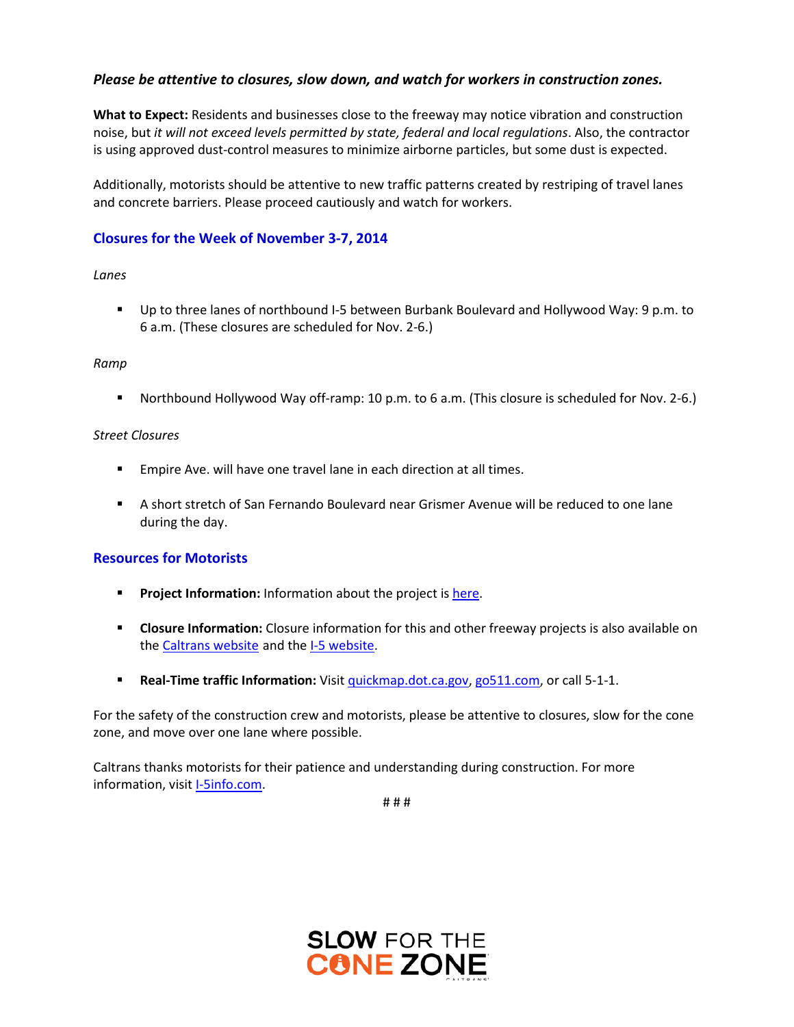***Please be attentive to closures, slow down, and watch for workers in construction zones.***

**What to Expect:** Residents and businesses close to the freeway may notice vibration and construction noise, but *it will not exceed levels permitted by state, federal and local regulations*. Also, the contractor is using approved dust-control measures to minimize airborne particles, but some dust is expected.

Additionally, motorists should be attentive to new traffic patterns created by restriping of travel lanes and concrete barriers. Please proceed cautiously and watch for workers.

## Closures for the Week of November 3-7, 2014

*Lanes*

- Up to three lanes of northbound I-5 between Burbank Boulevard and Hollywood Way: 9 p.m. to 6 a.m. (These closures are scheduled for Nov. 2-6.)

*Ramp*

- Northbound Hollywood Way off-ramp: 10 p.m. to 6 a.m. (This closure is scheduled for Nov. 2-6.)

*Street Closures*

- Empire Ave. will have one travel lane in each direction at all times.
- A short stretch of San Fernando Boulevard near Grismer Avenue will be reduced to one lane during the day.

## Resources for Motorists

- **Project Information:** Information about the project is here.
- **Closure Information:** Closure information for this and other freeway projects is also available on the Caltrans website and the I-5 website.
- **Real-Time traffic Information:** Visit quickmap.dot.ca.gov, go511.com, or call 5-1-1.

For the safety of the construction crew and motorists, please be attentive to closures, slow for the cone zone, and move over one lane where possible.

Caltrans thanks motorists for their patience and understanding during construction. For more information, visit I-5info.com.

# # #

SLOW FOR THE CONE ZONE